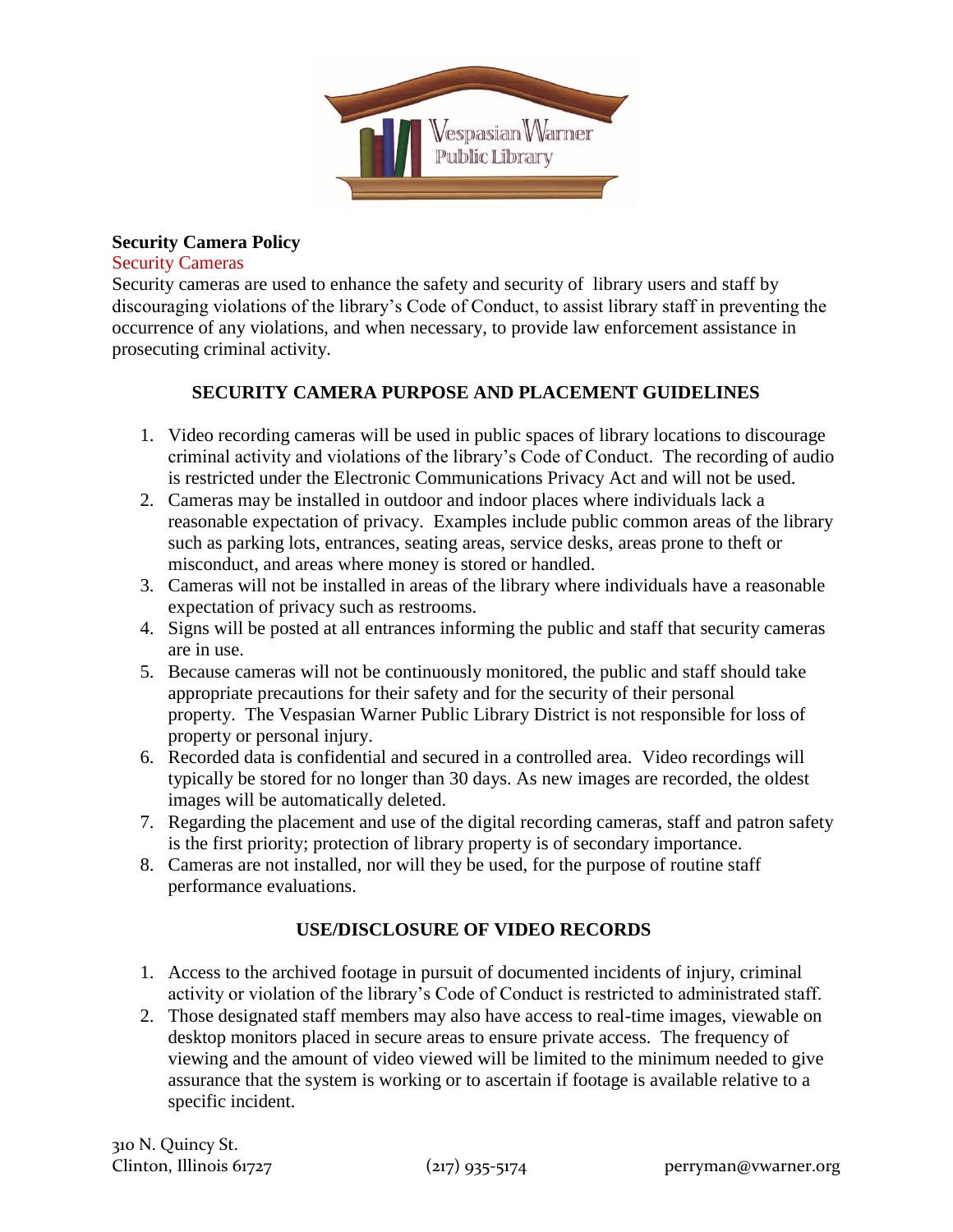**Security Camera Policy**

Security Cameras

Security cameras are used to enhance the safety and security of library users and staff by discouraging violations of the library's Code of Conduct, to assist library staff in preventing the occurrence of any violations, and when necessary, to provide law enforcement assistance in prosecuting criminal activity.

## SECURITY CAMERA PURPOSE AND PLACEMENT GUIDELINES

1. Video recording cameras will be used in public spaces of library locations to discourage criminal activity and violations of the library's Code of Conduct. The recording of audio is restricted under the Electronic Communications Privacy Act and will not be used.
2. Cameras may be installed in outdoor and indoor places where individuals lack a reasonable expectation of privacy. Examples include public common areas of the library such as parking lots, entrances, seating areas, service desks, areas prone to theft or misconduct, and areas where money is stored or handled.
3. Cameras will not be installed in areas of the library where individuals have a reasonable expectation of privacy such as restrooms.
4. Signs will be posted at all entrances informing the public and staff that security cameras are in use.
5. Because cameras will not be continuously monitored, the public and staff should take appropriate precautions for their safety and for the security of their personal property. The Vespasian Warner Public Library District is not responsible for loss of property or personal injury.
6. Recorded data is confidential and secured in a controlled area. Video recordings will typically be stored for no longer than 30 days. As new images are recorded, the oldest images will be automatically deleted.
7. Regarding the placement and use of the digital recording cameras, staff and patron safety is the first priority; protection of library property is of secondary importance.
8. Cameras are not installed, nor will they be used, for the purpose of routine staff performance evaluations.

## USE/DISCLOSURE OF VIDEO RECORDS

1. Access to the archived footage in pursuit of documented incidents of injury, criminal activity or violation of the library's Code of Conduct is restricted to administrated staff.
2. Those designated staff members may also have access to real-time images, viewable on desktop monitors placed in secure areas to ensure private access. The frequency of viewing and the amount of video viewed will be limited to the minimum needed to give assurance that the system is working or to ascertain if footage is available relative to a specific incident.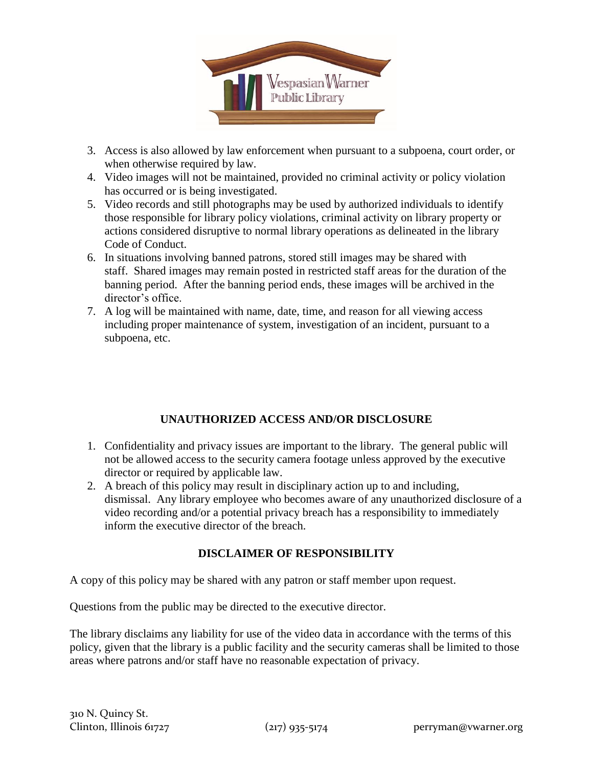3. Access is also allowed by law enforcement when pursuant to a subpoena, court order, or when otherwise required by law.
4. Video images will not be maintained, provided no criminal activity or policy violation has occurred or is being investigated.
5. Video records and still photographs may be used by authorized individuals to identify those responsible for library policy violations, criminal activity on library property or actions considered disruptive to normal library operations as delineated in the library Code of Conduct.
6. In situations involving banned patrons, stored still images may be shared with staff. Shared images may remain posted in restricted staff areas for the duration of the banning period. After the banning period ends, these images will be archived in the director's office.
7. A log will be maintained with name, date, time, and reason for all viewing access including proper maintenance of system, investigation of an incident, pursuant to a subpoena, etc.

## UNAUTHORIZED ACCESS AND/OR DISCLOSURE

1. Confidentiality and privacy issues are important to the library. The general public will not be allowed access to the security camera footage unless approved by the executive director or required by applicable law.
2. A breach of this policy may result in disciplinary action up to and including, dismissal. Any library employee who becomes aware of any unauthorized disclosure of a video recording and/or a potential privacy breach has a responsibility to immediately inform the executive director of the breach.

## DISCLAIMER OF RESPONSIBILITY

A copy of this policy may be shared with any patron or staff member upon request.

Questions from the public may be directed to the executive director.

The library disclaims any liability for use of the video data in accordance with the terms of this policy, given that the library is a public facility and the security cameras shall be limited to those areas where patrons and/or staff have no reasonable expectation of privacy.